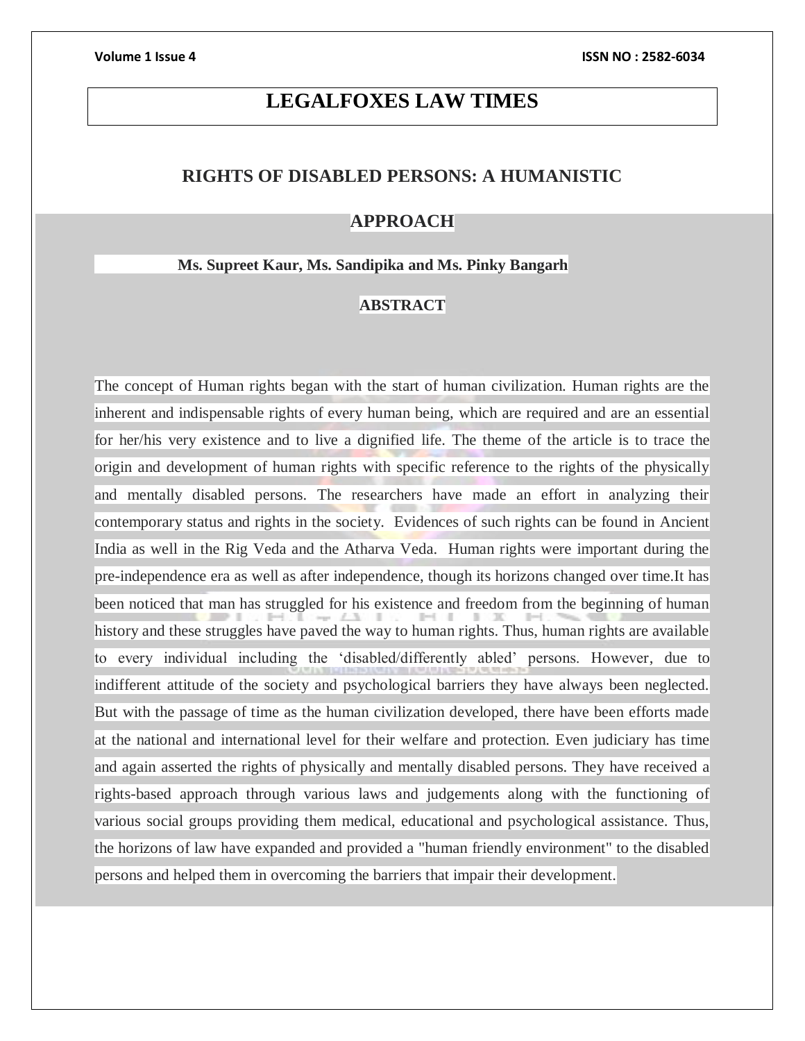# LEGALFOXES LAW TIMES

## RIGHTS OF DISABLED PERSONS: A HUMANISTIC APPROACH

**Ms. Supreet Kaur, Ms. Sandipika and Ms. Pinky Bangarh**

### ABSTRACT

The concept of Human rights began with the start of human civilization. Human rights are the inherent and indispensable rights of every human being, which are required and are an essential for her/his very existence and to live a dignified life. The theme of the article is to trace the origin and development of human rights with specific reference to the rights of the physically and mentally disabled persons. The researchers have made an effort in analyzing their contemporary status and rights in the society. Evidences of such rights can be found in Ancient India as well in the Rig Veda and the Atharva Veda. Human rights were important during the pre-independence era as well as after independence, though its horizons changed over time.It has been noticed that man has struggled for his existence and freedom from the beginning of human history and these struggles have paved the way to human rights. Thus, human rights are available to every individual including the 'disabled/differently abled' persons. However, due to indifferent attitude of the society and psychological barriers they have always been neglected. But with the passage of time as the human civilization developed, there have been efforts made at the national and international level for their welfare and protection. Even judiciary has time and again asserted the rights of physically and mentally disabled persons. They have received a rights-based approach through various laws and judgements along with the functioning of various social groups providing them medical, educational and psychological assistance. Thus, the horizons of law have expanded and provided a "human friendly environment" to the disabled persons and helped them in overcoming the barriers that impair their development.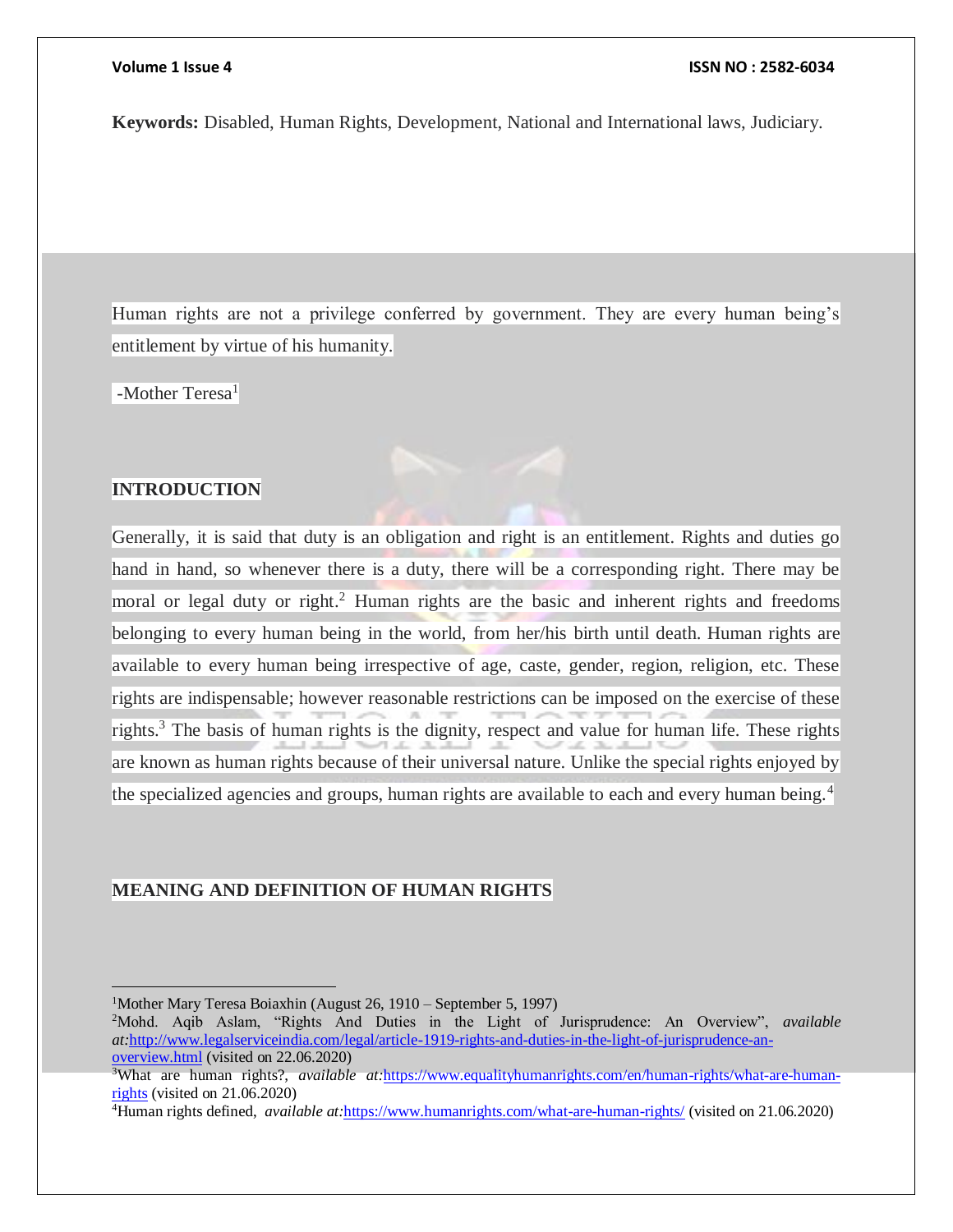**Keywords:** Disabled, Human Rights, Development, National and International laws, Judiciary.

Human rights are not a privilege conferred by government. They are every human being's entitlement by virtue of his humanity.

-Mother Teresa[1]

## INTRODUCTION

Generally, it is said that duty is an obligation and right is an entitlement. Rights and duties go hand in hand, so whenever there is a duty, there will be a corresponding right. There may be moral or legal duty or right.[2] Human rights are the basic and inherent rights and freedoms belonging to every human being in the world, from her/his birth until death. Human rights are available to every human being irrespective of age, caste, gender, region, religion, etc. These rights are indispensable; however reasonable restrictions can be imposed on the exercise of these rights.[3] The basis of human rights is the dignity, respect and value for human life. These rights are known as human rights because of their universal nature. Unlike the special rights enjoyed by the specialized agencies and groups, human rights are available to each and every human being.[4]

## MEANING AND DEFINITION OF HUMAN RIGHTS

---

[1] Mother Mary Teresa Boiaxhin (August 26, 1910 – September 5, 1997)

[2] Mohd. Aqib Aslam, "Rights And Duties in the Light of Jurisprudence: An Overview", *available at:*http://www.legalserviceindia.com/legal/article-1919-rights-and-duties-in-the-light-of-jurisprudence-an-overview.html (visited on 22.06.2020)

[3] What are human rights?, *available at:*https://www.equalityhumanrights.com/en/human-rights/what-are-human-rights (visited on 21.06.2020)

[4] Human rights defined, *available at:*https://www.humanrights.com/what-are-human-rights/ (visited on 21.06.2020)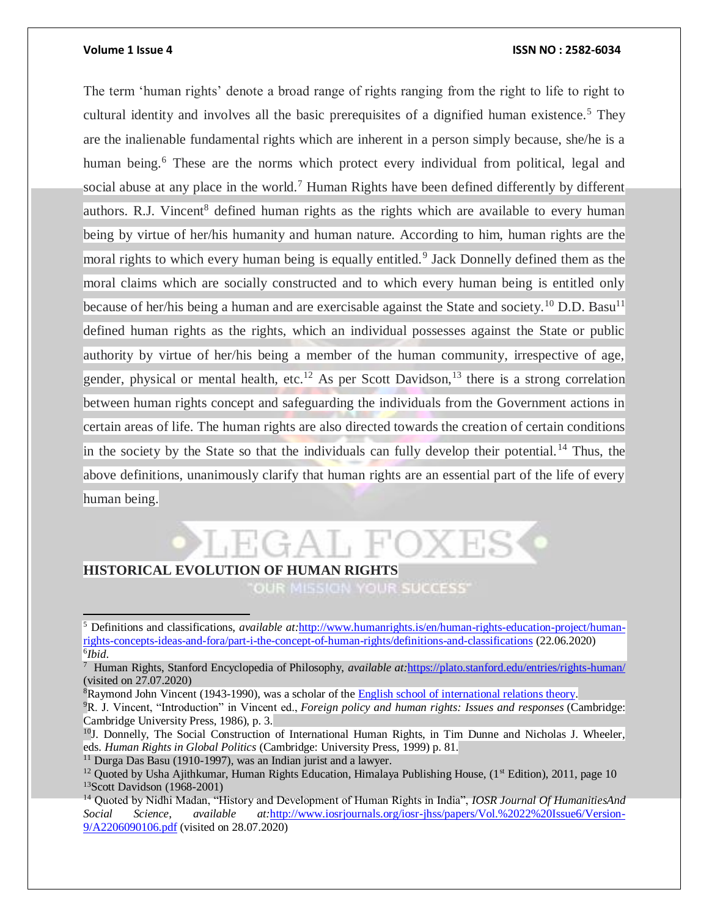The term 'human rights' denote a broad range of rights ranging from the right to life to right to cultural identity and involves all the basic prerequisites of a dignified human existence.[5] They are the inalienable fundamental rights which are inherent in a person simply because, she/he is a human being.[6] These are the norms which protect every individual from political, legal and social abuse at any place in the world.[7] Human Rights have been defined differently by different authors. R.J. Vincent[8] defined human rights as the rights which are available to every human being by virtue of her/his humanity and human nature. According to him, human rights are the moral rights to which every human being is equally entitled.[9] Jack Donnelly defined them as the moral claims which are socially constructed and to which every human being is entitled only because of her/his being a human and are exercisable against the State and society.[10] D.D. Basu[11] defined human rights as the rights, which an individual possesses against the State or public authority by virtue of her/his being a member of the human community, irrespective of age, gender, physical or mental health, etc.[12] As per Scott Davidson,[13] there is a strong correlation between human rights concept and safeguarding the individuals from the Government actions in certain areas of life. The human rights are also directed towards the creation of certain conditions in the society by the State so that the individuals can fully develop their potential.[14] Thus, the above definitions, unanimously clarify that human rights are an essential part of the life of every human being.

## HISTORICAL EVOLUTION OF HUMAN RIGHTS

---

[5] Definitions and classifications, *available at:*http://www.humanrights.is/en/human-rights-education-project/human-rights-concepts-ideas-and-fora/part-i-the-concept-of-human-rights/definitions-and-classifications (22.06.2020)

[6] *Ibid*.

[7] Human Rights, Stanford Encyclopedia of Philosophy, *available at:*https://plato.stanford.edu/entries/rights-human/ (visited on 27.07.2020)

[8] Raymond John Vincent (1943-1990), was a scholar of the English school of international relations theory.

[9] R. J. Vincent, "Introduction" in Vincent ed., *Foreign policy and human rights: Issues and responses* (Cambridge: Cambridge University Press, 1986), p. 3.

[10] J. Donnelly, The Social Construction of International Human Rights, in Tim Dunne and Nicholas J. Wheeler, eds. *Human Rights in Global Politics* (Cambridge: University Press, 1999) p. 81.

[11] Durga Das Basu (1910-1997), was an Indian jurist and a lawyer.

[12] Quoted by Usha Ajithkumar, Human Rights Education, Himalaya Publishing House, (1st Edition), 2011, page 10

[13] Scott Davidson (1968-2001)

[14] Quoted by Nidhi Madan, "History and Development of Human Rights in India", *IOSR Journal Of HumanitiesAnd Social Science, available at:*http://www.iosrjournals.org/iosr-jhss/papers/Vol.%2022%20Issue6/Version-9/A2206090106.pdf (visited on 28.07.2020)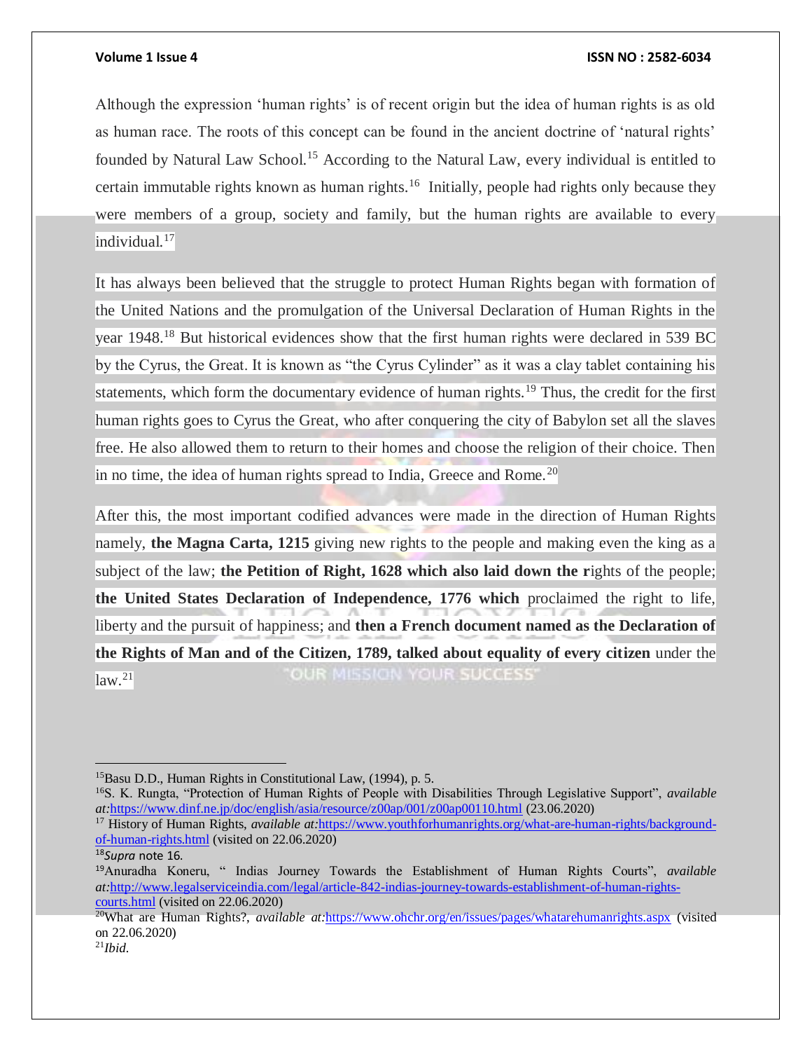Although the expression 'human rights' is of recent origin but the idea of human rights is as old as human race. The roots of this concept can be found in the ancient doctrine of 'natural rights' founded by Natural Law School.[15] According to the Natural Law, every individual is entitled to certain immutable rights known as human rights.[16] Initially, people had rights only because they were members of a group, society and family, but the human rights are available to every individual.[17]

It has always been believed that the struggle to protect Human Rights began with formation of the United Nations and the promulgation of the Universal Declaration of Human Rights in the year 1948.[18] But historical evidences show that the first human rights were declared in 539 BC by the Cyrus, the Great. It is known as "the Cyrus Cylinder" as it was a clay tablet containing his statements, which form the documentary evidence of human rights.[19] Thus, the credit for the first human rights goes to Cyrus the Great, who after conquering the city of Babylon set all the slaves free. He also allowed them to return to their homes and choose the religion of their choice. Then in no time, the idea of human rights spread to India, Greece and Rome.[20]

After this, the most important codified advances were made in the direction of Human Rights namely, **the Magna Carta, 1215** giving new rights to the people and making even the king as a subject of the law; **the Petition of Right, 1628 which also laid down the r**ights of the people; **the United States Declaration of Independence, 1776 which** proclaimed the right to life, liberty and the pursuit of happiness; and **then a French document named as the Declaration of the Rights of Man and of the Citizen, 1789, talked about equality of every citizen** under the law.[21]

---

[15] Basu D.D., Human Rights in Constitutional Law, (1994), p. 5.

[16] S. K. Rungta, "Protection of Human Rights of People with Disabilities Through Legislative Support", *available at:*https://www.dinf.ne.jp/doc/english/asia/resource/z00ap/001/z00ap00110.html (23.06.2020)

[17] History of Human Rights, *available at:*https://www.youthforhumanrights.org/what-are-human-rights/background-of-human-rights.html (visited on 22.06.2020)

[18] *Supra* note 16.

[19] Anuradha Koneru, " Indias Journey Towards the Establishment of Human Rights Courts", *available at:*http://www.legalserviceindia.com/legal/article-842-indias-journey-towards-establishment-of-human-rights-courts.html (visited on 22.06.2020)

[20] What are Human Rights?, *available at:*https://www.ohchr.org/en/issues/pages/whatarehumanrights.aspx (visited on 22.06.2020)

[21] *Ibid.*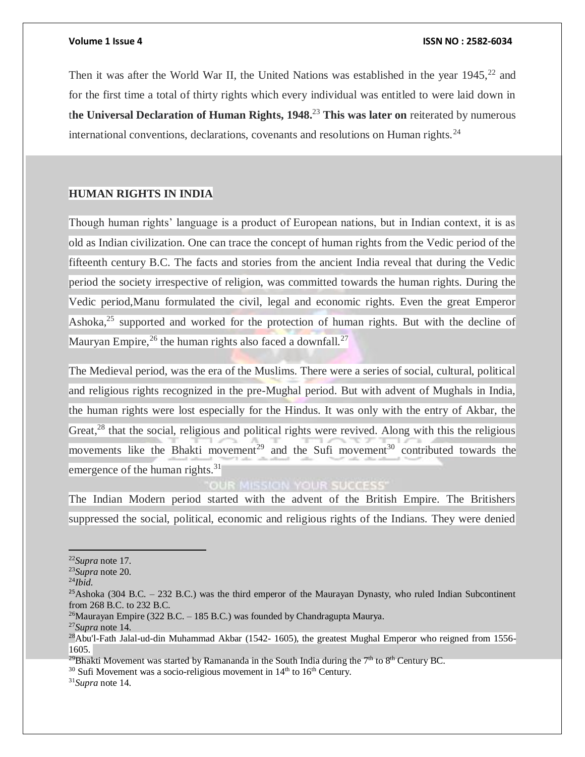Then it was after the World War II, the United Nations was established in the year 1945,[22] and for the first time a total of thirty rights which every individual was entitled to were laid down in t**he Universal Declaration of Human Rights, 1948.**[23] **This was later on** reiterated by numerous international conventions, declarations, covenants and resolutions on Human rights.[24]

## HUMAN RIGHTS IN INDIA

Though human rights' language is a product of European nations, but in Indian context, it is as old as Indian civilization. One can trace the concept of human rights from the Vedic period of the fifteenth century B.C. The facts and stories from the ancient India reveal that during the Vedic period the society irrespective of religion, was committed towards the human rights. During the Vedic period,Manu formulated the civil, legal and economic rights. Even the great Emperor Ashoka,[25] supported and worked for the protection of human rights. But with the decline of Mauryan Empire,[26] the human rights also faced a downfall.[27]

The Medieval period, was the era of the Muslims. There were a series of social, cultural, political and religious rights recognized in the pre-Mughal period. But with advent of Mughals in India, the human rights were lost especially for the Hindus. It was only with the entry of Akbar, the Great,[28] that the social, religious and political rights were revived. Along with this the religious movements like the Bhakti movement[29] and the Sufi movement[30] contributed towards the emergence of the human rights.[31]

The Indian Modern period started with the advent of the British Empire. The Britishers suppressed the social, political, economic and religious rights of the Indians. They were denied

---

[22]*Supra* note 17.

[23]*Supra* note 20.

[24]*Ibid.*

[25]Ashoka (304 B.C. – 232 B.C.) was the third emperor of the Maurayan Dynasty, who ruled Indian Subcontinent from 268 B.C. to 232 B.C.

[26]Maurayan Empire (322 B.C. – 185 B.C.) was founded by Chandragupta Maurya.

[27]*Supra* note 14.

[28]Abu'l-Fath Jalal-ud-din Muhammad Akbar (1542- 1605), the greatest Mughal Emperor who reigned from 1556-1605.

[29]Bhakti Movement was started by Ramananda in the South India during the 7th to 8th Century BC.

[30] Sufi Movement was a socio-religious movement in 14th to 16th Century.

[31]*Supra* note 14.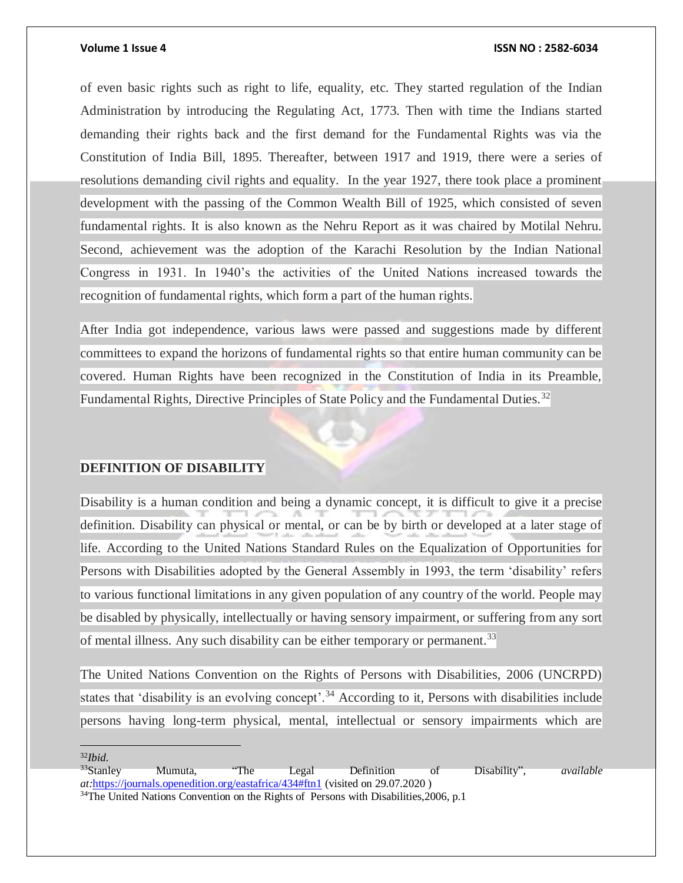of even basic rights such as right to life, equality, etc. They started regulation of the Indian Administration by introducing the Regulating Act, 1773. Then with time the Indians started demanding their rights back and the first demand for the Fundamental Rights was via the Constitution of India Bill, 1895. Thereafter, between 1917 and 1919, there were a series of resolutions demanding civil rights and equality. In the year 1927, there took place a prominent development with the passing of the Common Wealth Bill of 1925, which consisted of seven fundamental rights. It is also known as the Nehru Report as it was chaired by Motilal Nehru. Second, achievement was the adoption of the Karachi Resolution by the Indian National Congress in 1931. In 1940's the activities of the United Nations increased towards the recognition of fundamental rights, which form a part of the human rights.

After India got independence, various laws were passed and suggestions made by different committees to expand the horizons of fundamental rights so that entire human community can be covered. Human Rights have been recognized in the Constitution of India in its Preamble, Fundamental Rights, Directive Principles of State Policy and the Fundamental Duties.[32]

## DEFINITION OF DISABILITY

Disability is a human condition and being a dynamic concept, it is difficult to give it a precise definition. Disability can physical or mental, or can be by birth or developed at a later stage of life. According to the United Nations Standard Rules on the Equalization of Opportunities for Persons with Disabilities adopted by the General Assembly in 1993, the term 'disability' refers to various functional limitations in any given population of any country of the world. People may be disabled by physically, intellectually or having sensory impairment, or suffering from any sort of mental illness. Any such disability can be either temporary or permanent.[33]

The United Nations Convention on the Rights of Persons with Disabilities, 2006 (UNCRPD) states that 'disability is an evolving concept'.[34] According to it, Persons with disabilities include persons having long-term physical, mental, intellectual or sensory impairments which are

---

[32] *Ibid.*

[33] Stanley Mumuta, "The Legal Definition of Disability", *available at:* https://journals.openedition.org/eastafrica/434#ftn1 (visited on 29.07.2020 )

[34] The United Nations Convention on the Rights of Persons with Disabilities,2006, p.1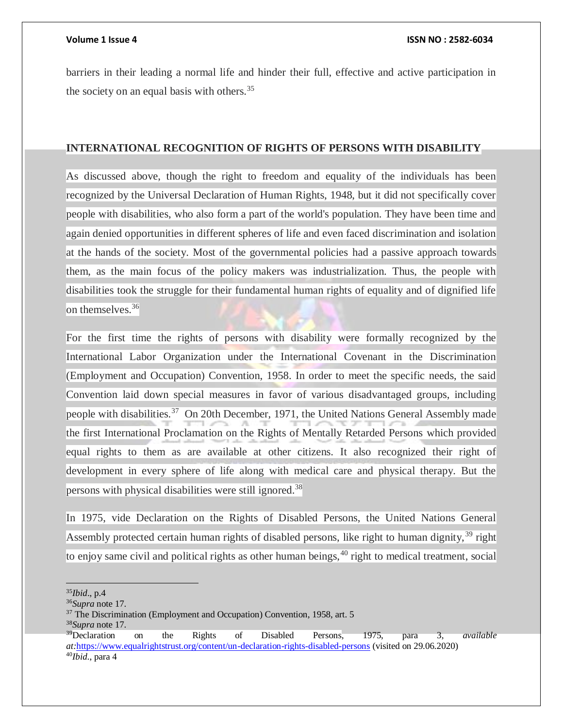barriers in their leading a normal life and hinder their full, effective and active participation in the society on an equal basis with others.[35]

## INTERNATIONAL RECOGNITION OF RIGHTS OF PERSONS WITH DISABILITY

As discussed above, though the right to freedom and equality of the individuals has been recognized by the Universal Declaration of Human Rights, 1948, but it did not specifically cover people with disabilities, who also form a part of the world's population. They have been time and again denied opportunities in different spheres of life and even faced discrimination and isolation at the hands of the society. Most of the governmental policies had a passive approach towards them, as the main focus of the policy makers was industrialization. Thus, the people with disabilities took the struggle for their fundamental human rights of equality and of dignified life on themselves.[36]

For the first time the rights of persons with disability were formally recognized by the International Labor Organization under the International Covenant in the Discrimination (Employment and Occupation) Convention, 1958. In order to meet the specific needs, the said Convention laid down special measures in favor of various disadvantaged groups, including people with disabilities.[37] On 20th December, 1971, the United Nations General Assembly made the first International Proclamation on the Rights of Mentally Retarded Persons which provided equal rights to them as are available at other citizens. It also recognized their right of development in every sphere of life along with medical care and physical therapy. But the persons with physical disabilities were still ignored.[38]

In 1975, vide Declaration on the Rights of Disabled Persons, the United Nations General Assembly protected certain human rights of disabled persons, like right to human dignity,[39] right to enjoy same civil and political rights as other human beings,[40] right to medical treatment, social

---

[35] *Ibid*., p.4

[36] *Supra* note 17.

[37] The Discrimination (Employment and Occupation) Convention, 1958, art. 5

[38] *Supra* note 17.

[39] Declaration on the Rights of Disabled Persons, 1975, para 3, *available at:*https://www.equalrightstrust.org/content/un-declaration-rights-disabled-persons (visited on 29.06.2020)

[40] *Ibid.*, para 4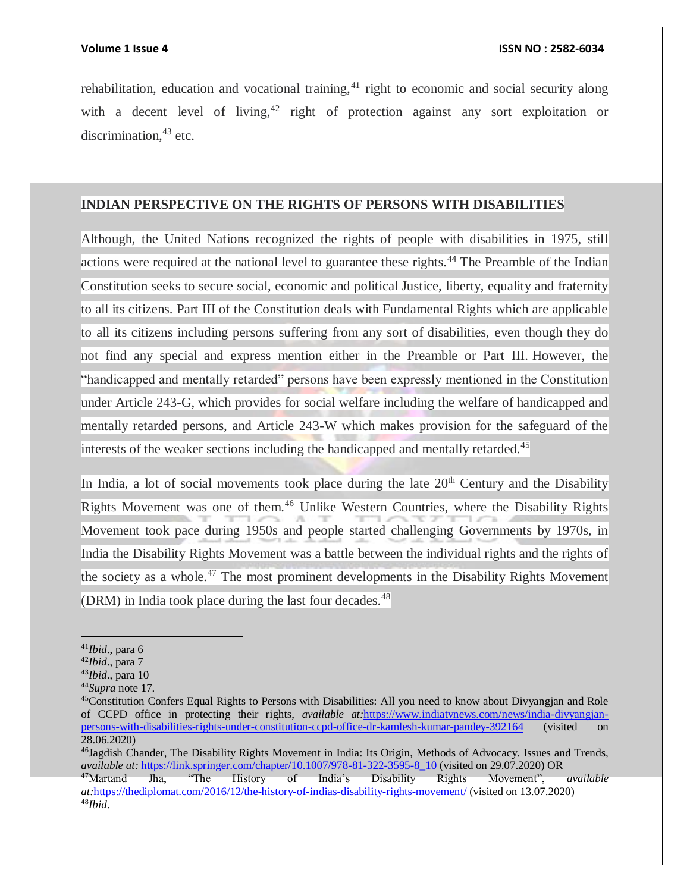rehabilitation, education and vocational training,[41] right to economic and social security along with a decent level of living,[42] right of protection against any sort exploitation or discrimination,[43] etc.

## INDIAN PERSPECTIVE ON THE RIGHTS OF PERSONS WITH DISABILITIES

Although, the United Nations recognized the rights of people with disabilities in 1975, still actions were required at the national level to guarantee these rights.[44] The Preamble of the Indian Constitution seeks to secure social, economic and political Justice, liberty, equality and fraternity to all its citizens. Part III of the Constitution deals with Fundamental Rights which are applicable to all its citizens including persons suffering from any sort of disabilities, even though they do not find any special and express mention either in the Preamble or Part III. However, the "handicapped and mentally retarded" persons have been expressly mentioned in the Constitution under Article 243-G, which provides for social welfare including the welfare of handicapped and mentally retarded persons, and Article 243-W which makes provision for the safeguard of the interests of the weaker sections including the handicapped and mentally retarded.[45]

In India, a lot of social movements took place during the late 20th Century and the Disability Rights Movement was one of them.[46] Unlike Western Countries, where the Disability Rights Movement took pace during 1950s and people started challenging Governments by 1970s, in India the Disability Rights Movement was a battle between the individual rights and the rights of the society as a whole.[47] The most prominent developments in the Disability Rights Movement (DRM) in India took place during the last four decades.[48]

---

[41] *Ibid*., para 6
[42] *Ibid*., para 7
[43] *Ibid*., para 10
[44] *Supra* note 17.
[45] Constitution Confers Equal Rights to Persons with Disabilities: All you need to know about Divyangjan and Role of CCPD office in protecting their rights, *available at:* https://www.indiatvnews.com/news/india-divyangjan-persons-with-disabilities-rights-under-constitution-ccpd-office-dr-kamlesh-kumar-pandey-392164 (visited on 28.06.2020)
[46] Jagdish Chander, The Disability Rights Movement in India: Its Origin, Methods of Advocacy. Issues and Trends, *available at:* https://link.springer.com/chapter/10.1007/978-81-322-3595-8_10 (visited on 29.07.2020) OR
[47] Martand Jha, "The History of India's Disability Rights Movement", *available at:* https://thediplomat.com/2016/12/the-history-of-indias-disability-rights-movement/ (visited on 13.07.2020)
[48] *Ibid*.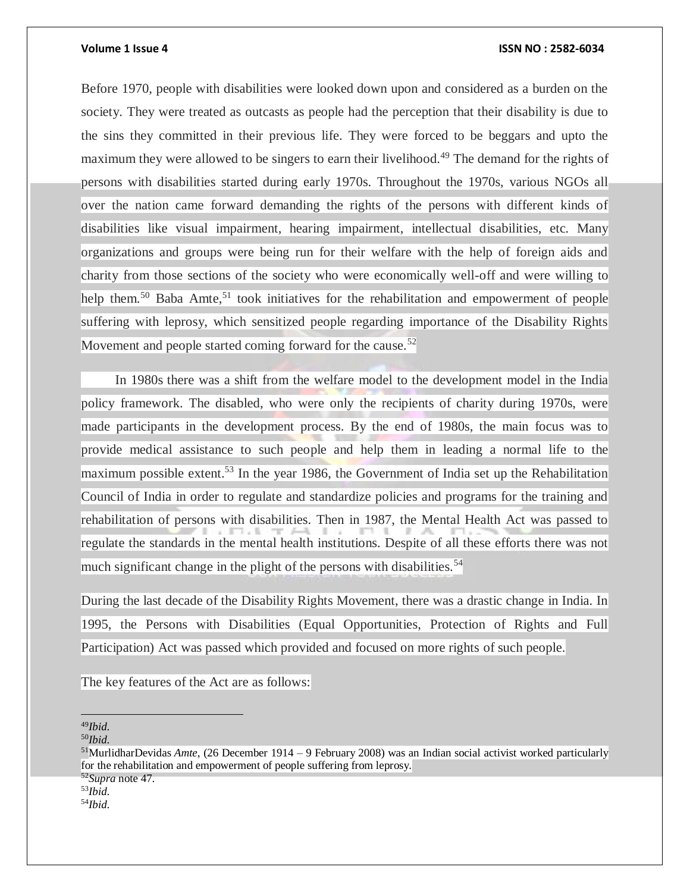Before 1970, people with disabilities were looked down upon and considered as a burden on the society. They were treated as outcasts as people had the perception that their disability is due to the sins they committed in their previous life. They were forced to be beggars and upto the maximum they were allowed to be singers to earn their livelihood.[49] The demand for the rights of persons with disabilities started during early 1970s. Throughout the 1970s, various NGOs all over the nation came forward demanding the rights of the persons with different kinds of disabilities like visual impairment, hearing impairment, intellectual disabilities, etc. Many organizations and groups were being run for their welfare with the help of foreign aids and charity from those sections of the society who were economically well-off and were willing to help them.[50] Baba Amte,[51] took initiatives for the rehabilitation and empowerment of people suffering with leprosy, which sensitized people regarding importance of the Disability Rights Movement and people started coming forward for the cause.[52]

In 1980s there was a shift from the welfare model to the development model in the India policy framework. The disabled, who were only the recipients of charity during 1970s, were made participants in the development process. By the end of 1980s, the main focus was to provide medical assistance to such people and help them in leading a normal life to the maximum possible extent.[53] In the year 1986, the Government of India set up the Rehabilitation Council of India in order to regulate and standardize policies and programs for the training and rehabilitation of persons with disabilities. Then in 1987, the Mental Health Act was passed to regulate the standards in the mental health institutions. Despite of all these efforts there was not much significant change in the plight of the persons with disabilities.[54]

During the last decade of the Disability Rights Movement, there was a drastic change in India. In 1995, the Persons with Disabilities (Equal Opportunities, Protection of Rights and Full Participation) Act was passed which provided and focused on more rights of such people.

The key features of the Act are as follows:

---

[49] *Ibid.*

[50] *Ibid.*

[51] MurlidharDevidas *Amte*, (26 December 1914 – 9 February 2008) was an Indian social activist worked particularly for the rehabilitation and empowerment of people suffering from leprosy.

[52] *Supra* note 47.

[53] *Ibid.*

[54] *Ibid.*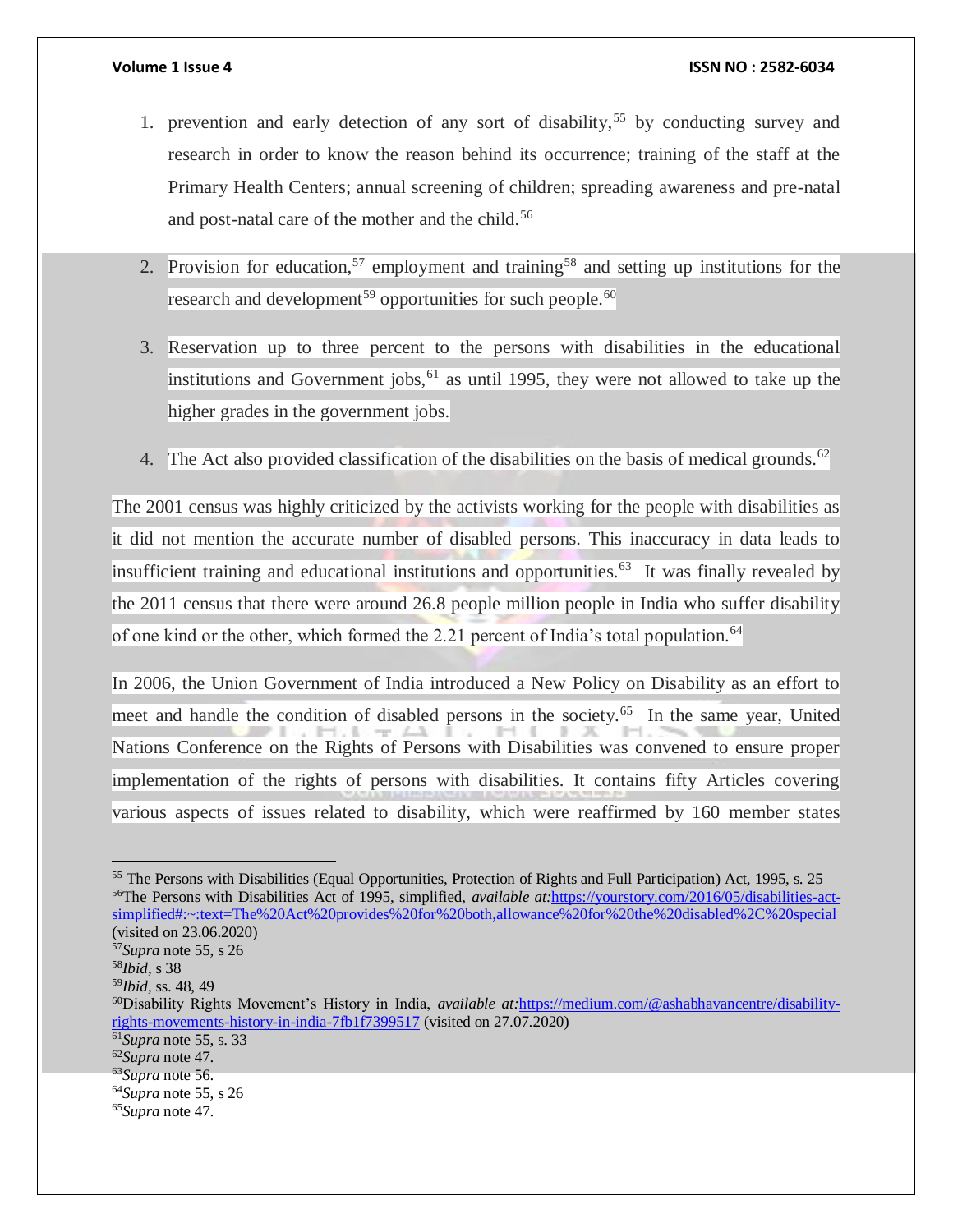1. prevention and early detection of any sort of disability,[55] by conducting survey and research in order to know the reason behind its occurrence; training of the staff at the Primary Health Centers; annual screening of children; spreading awareness and pre-natal and post-natal care of the mother and the child.[56]

2. Provision for education,[57] employment and training[58] and setting up institutions for the research and development[59] opportunities for such people.[60]

3. Reservation up to three percent to the persons with disabilities in the educational institutions and Government jobs,[61] as until 1995, they were not allowed to take up the higher grades in the government jobs.

4. The Act also provided classification of the disabilities on the basis of medical grounds.[62]

The 2001 census was highly criticized by the activists working for the people with disabilities as it did not mention the accurate number of disabled persons. This inaccuracy in data leads to insufficient training and educational institutions and opportunities.[63] It was finally revealed by the 2011 census that there were around 26.8 people million people in India who suffer disability of one kind or the other, which formed the 2.21 percent of India's total population.[64]

In 2006, the Union Government of India introduced a New Policy on Disability as an effort to meet and handle the condition of disabled persons in the society.[65] In the same year, United Nations Conference on the Rights of Persons with Disabilities was convened to ensure proper implementation of the rights of persons with disabilities. It contains fifty Articles covering various aspects of issues related to disability, which were reaffirmed by 160 member states

---

[55] The Persons with Disabilities (Equal Opportunities, Protection of Rights and Full Participation) Act, 1995, s. 25

[56] The Persons with Disabilities Act of 1995, simplified, *available at:*https://yourstory.com/2016/05/disabilities-act-simplified#:~:text=The%20Act%20provides%20for%20both,allowance%20for%20the%20disabled%2C%20special (visited on 23.06.2020)

[57] *Supra* note 55, s 26

[58] *Ibid*, s 38

[59] *Ibid*, ss. 48, 49

[60] Disability Rights Movement's History in India, *available at:*https://medium.com/@ashabhavancentre/disability-rights-movements-history-in-india-7fb1f7399517 (visited on 27.07.2020)

[61] *Supra* note 55, s. 33

[62] *Supra* note 47.

[63] *Supra* note 56.

[64] *Supra* note 55, s 26

[65] *Supra* note 47.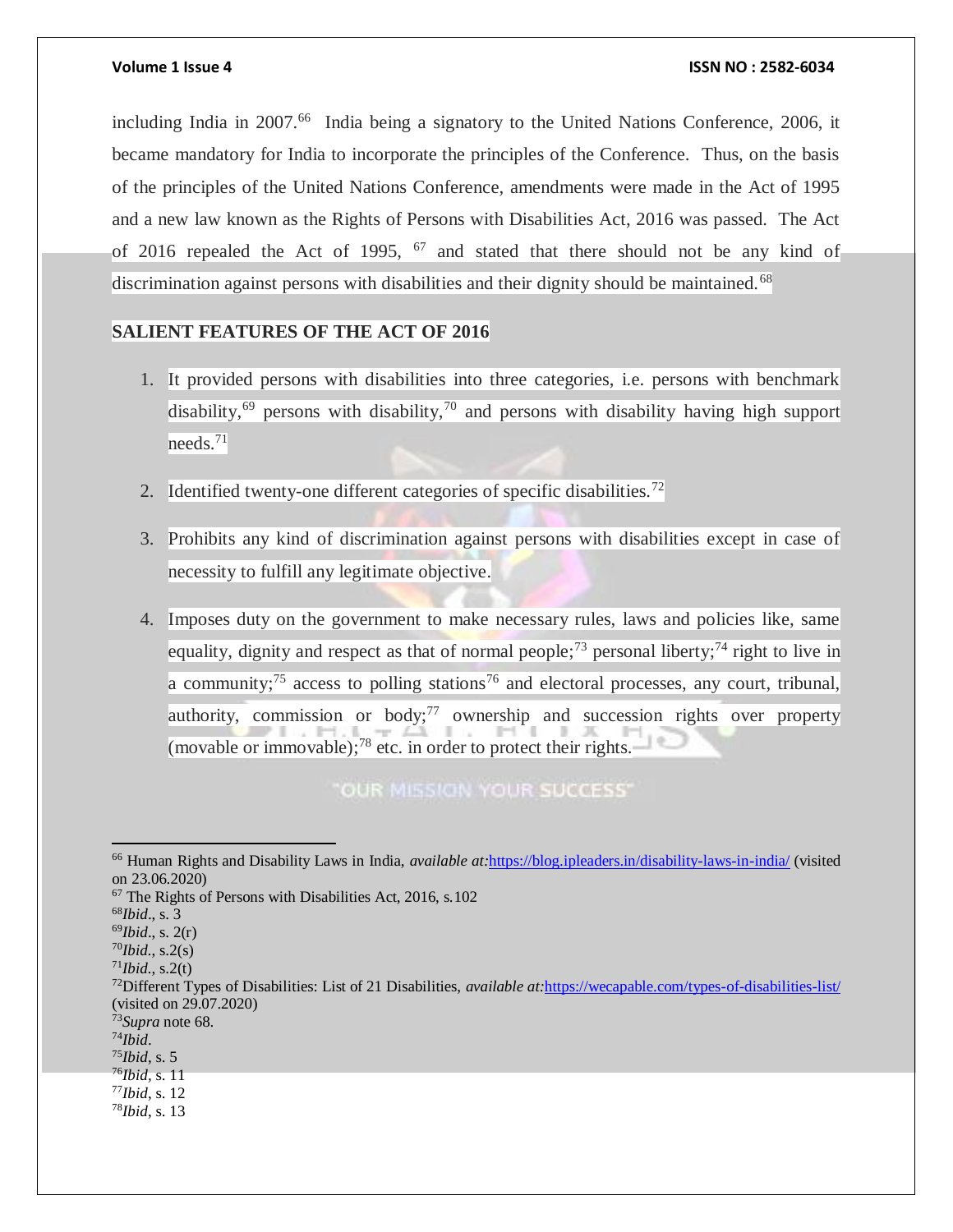including India in 2007.[66] India being a signatory to the United Nations Conference, 2006, it became mandatory for India to incorporate the principles of the Conference. Thus, on the basis of the principles of the United Nations Conference, amendments were made in the Act of 1995 and a new law known as the Rights of Persons with Disabilities Act, 2016 was passed. The Act of 2016 repealed the Act of 1995, [67] and stated that there should not be any kind of discrimination against persons with disabilities and their dignity should be maintained.[68]

## SALIENT FEATURES OF THE ACT OF 2016

1. It provided persons with disabilities into three categories, i.e. persons with benchmark disability,[69] persons with disability,[70] and persons with disability having high support needs.[71]
2. Identified twenty-one different categories of specific disabilities.[72]
3. Prohibits any kind of discrimination against persons with disabilities except in case of necessity to fulfill any legitimate objective.
4. Imposes duty on the government to make necessary rules, laws and policies like, same equality, dignity and respect as that of normal people;[73] personal liberty;[74] right to live in a community;[75] access to polling stations[76] and electoral processes, any court, tribunal, authority, commission or body;[77] ownership and succession rights over property (movable or immovable);[78] etc. in order to protect their rights.

---

[66] Human Rights and Disability Laws in India, *available at:*https://blog.ipleaders.in/disability-laws-in-india/ (visited on 23.06.2020)

[67] The Rights of Persons with Disabilities Act, 2016, s.102

[68] *Ibid*., s. 3

[69] *Ibid*., s. 2(r)

[70] *Ibid.*, s.2(s)

[71] *Ibid.*, s.2(t)

[72] Different Types of Disabilities: List of 21 Disabilities, *available at:*https://wecapable.com/types-of-disabilities-list/ (visited on 29.07.2020)

[73] *Supra* note 68.

[74] *Ibid*.

[75] *Ibid*, s. 5

[76] *Ibid*, s. 11

[77] *Ibid*, s. 12

[78] *Ibid*, s. 13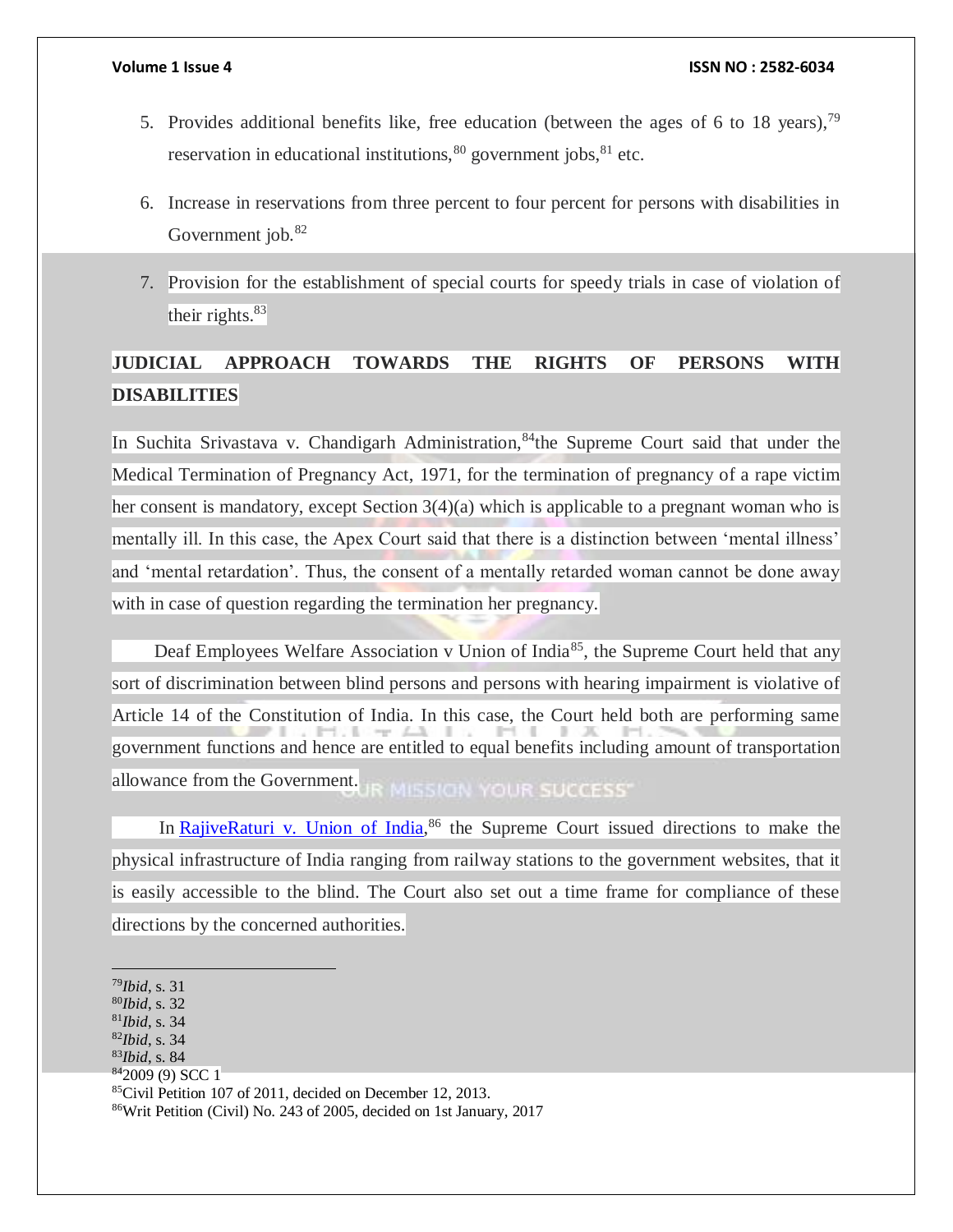5. Provides additional benefits like, free education (between the ages of 6 to 18 years),[79] reservation in educational institutions,[80] government jobs,[81] etc.

6. Increase in reservations from three percent to four percent for persons with disabilities in Government job.[82]

7. Provision for the establishment of special courts for speedy trials in case of violation of their rights.[83]

## JUDICIAL APPROACH TOWARDS THE RIGHTS OF PERSONS WITH DISABILITIES

In Suchita Srivastava v. Chandigarh Administration,[84]the Supreme Court said that under the Medical Termination of Pregnancy Act, 1971, for the termination of pregnancy of a rape victim her consent is mandatory, except Section 3(4)(a) which is applicable to a pregnant woman who is mentally ill. In this case, the Apex Court said that there is a distinction between 'mental illness' and 'mental retardation'. Thus, the consent of a mentally retarded woman cannot be done away with in case of question regarding the termination her pregnancy.

Deaf Employees Welfare Association v Union of India[85], the Supreme Court held that any sort of discrimination between blind persons and persons with hearing impairment is violative of Article 14 of the Constitution of India. In this case, the Court held both are performing same government functions and hence are entitled to equal benefits including amount of transportation allowance from the Government.

In RajiveRaturi v. Union of India,[86] the Supreme Court issued directions to make the physical infrastructure of India ranging from railway stations to the government websites, that it is easily accessible to the blind. The Court also set out a time frame for compliance of these directions by the concerned authorities.

---

[79]*Ibid*, s. 31

[80]*Ibid*, s. 32

[81]*Ibid*, s. 34

[82]*Ibid*, s. 34

[83]*Ibid*, s. 84

[84]2009 (9) SCC 1

[85]Civil Petition 107 of 2011, decided on December 12, 2013.

[86]Writ Petition (Civil) No. 243 of 2005, decided on 1st January, 2017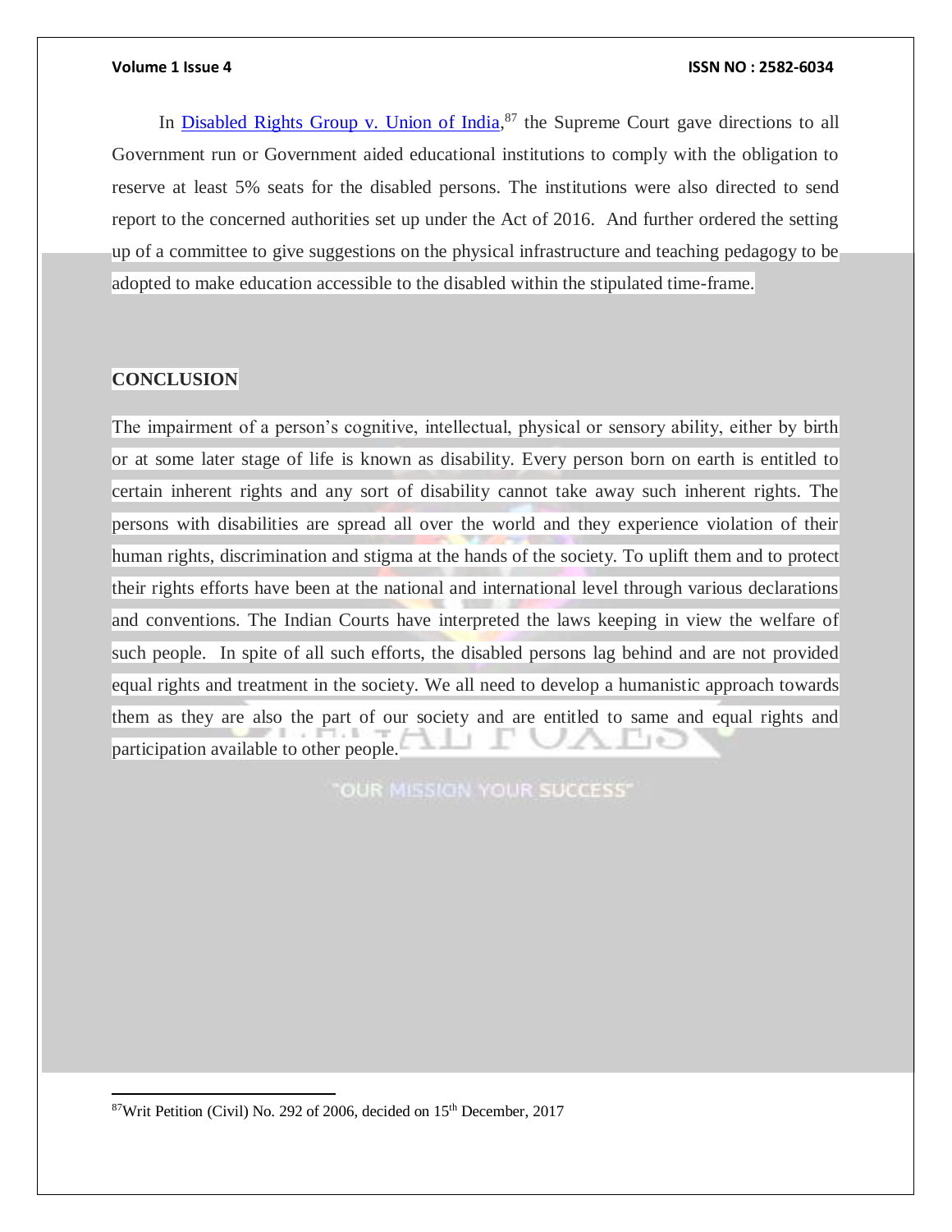In [Disabled Rights Group v. Union of India](),[87] the Supreme Court gave directions to all Government run or Government aided educational institutions to comply with the obligation to reserve at least 5% seats for the disabled persons. The institutions were also directed to send report to the concerned authorities set up under the Act of 2016. And further ordered the setting up of a committee to give suggestions on the physical infrastructure and teaching pedagogy to be adopted to make education accessible to the disabled within the stipulated time-frame.

## CONCLUSION

The impairment of a person's cognitive, intellectual, physical or sensory ability, either by birth or at some later stage of life is known as disability. Every person born on earth is entitled to certain inherent rights and any sort of disability cannot take away such inherent rights. The persons with disabilities are spread all over the world and they experience violation of their human rights, discrimination and stigma at the hands of the society. To uplift them and to protect their rights efforts have been at the national and international level through various declarations and conventions. The Indian Courts have interpreted the laws keeping in view the welfare of such people. In spite of all such efforts, the disabled persons lag behind and are not provided equal rights and treatment in the society. We all need to develop a humanistic approach towards them as they are also the part of our society and are entitled to same and equal rights and participation available to other people.

---

[87] Writ Petition (Civil) No. 292 of 2006, decided on 15th December, 2017